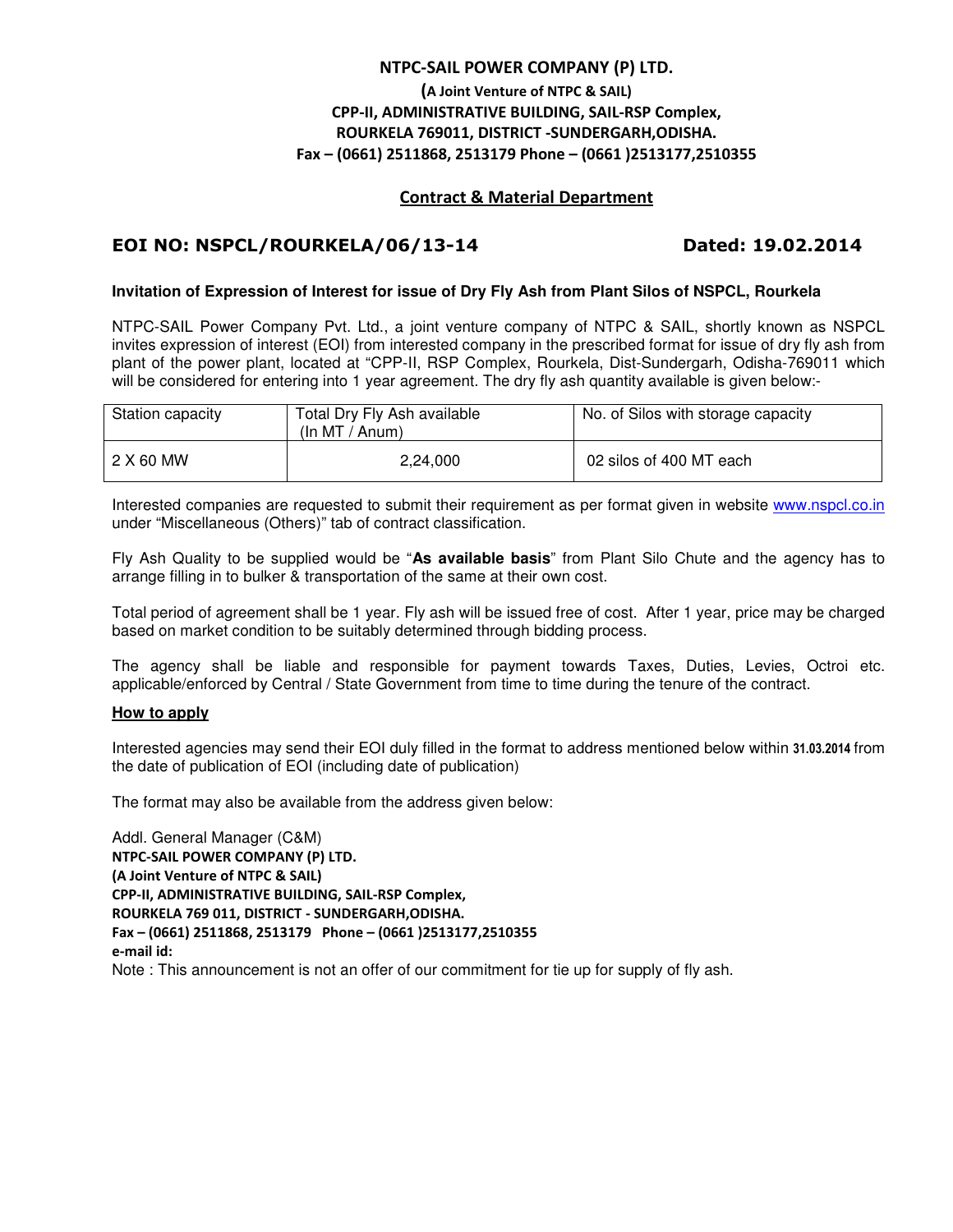**NTPC-SAIL POWER COMPANY (P) LTD.**

**(A Joint Venture of NTPC & SAIL)**

**CPP-II, ADMINISTRATIVE BUILDING, SAIL-RSP Complex,**

**ROURKELA 769011, DISTRICT -SUNDERGARH,ODISHA.**

**Fax – (0661) 2511868, 2513179 Phone – (0661 )2513177,2510355**

## Contract & Material Department

**EOI NO: NSPCL/ROURKELA/06/13-14** **Dated: 19.02.2014**

**Invitation of Expression of Interest for issue of Dry Fly Ash from Plant Silos of NSPCL, Rourkela**

NTPC-SAIL Power Company Pvt. Ltd., a joint venture company of NTPC & SAIL, shortly known as NSPCL invites expression of interest (EOI) from interested company in the prescribed format for issue of dry fly ash from plant of the power plant, located at "CPP-II, RSP Complex, Rourkela, Dist-Sundergarh, Odisha-769011 which will be considered for entering into 1 year agreement. The dry fly ash quantity available is given below:-

| Station capacity | Total Dry Fly Ash available (In MT / Anum) | No. of Silos with storage capacity |
|---|---|---|
| 2 X 60 MW | 2,24,000 | 02 silos of 400 MT each |

Interested companies are requested to submit their requirement as per format given in website www.nspcl.co.in under "Miscellaneous (Others)" tab of contract classification.

Fly Ash Quality to be supplied would be "**As available basis**" from Plant Silo Chute and the agency has to arrange filling in to bulker & transportation of the same at their own cost.

Total period of agreement shall be 1 year. Fly ash will be issued free of cost. After 1 year, price may be charged based on market condition to be suitably determined through bidding process.

The agency shall be liable and responsible for payment towards Taxes, Duties, Levies, Octroi etc. applicable/enforced by Central / State Government from time to time during the tenure of the contract.

**How to apply**

Interested agencies may send their EOI duly filled in the format to address mentioned below within **31.03.2014** from the date of publication of EOI (including date of publication)

The format may also be available from the address given below:

Addl. General Manager (C&M)
**NTPC-SAIL POWER COMPANY (P) LTD.**
**(A Joint Venture of NTPC & SAIL)**
**CPP-II, ADMINISTRATIVE BUILDING, SAIL-RSP Complex,**
**ROURKELA 769 011, DISTRICT - SUNDERGARH,ODISHA.**
**Fax – (0661) 2511868, 2513179 Phone – (0661 )2513177,2510355**
**e-mail id:**

Note : This announcement is not an offer of our commitment for tie up for supply of fly ash.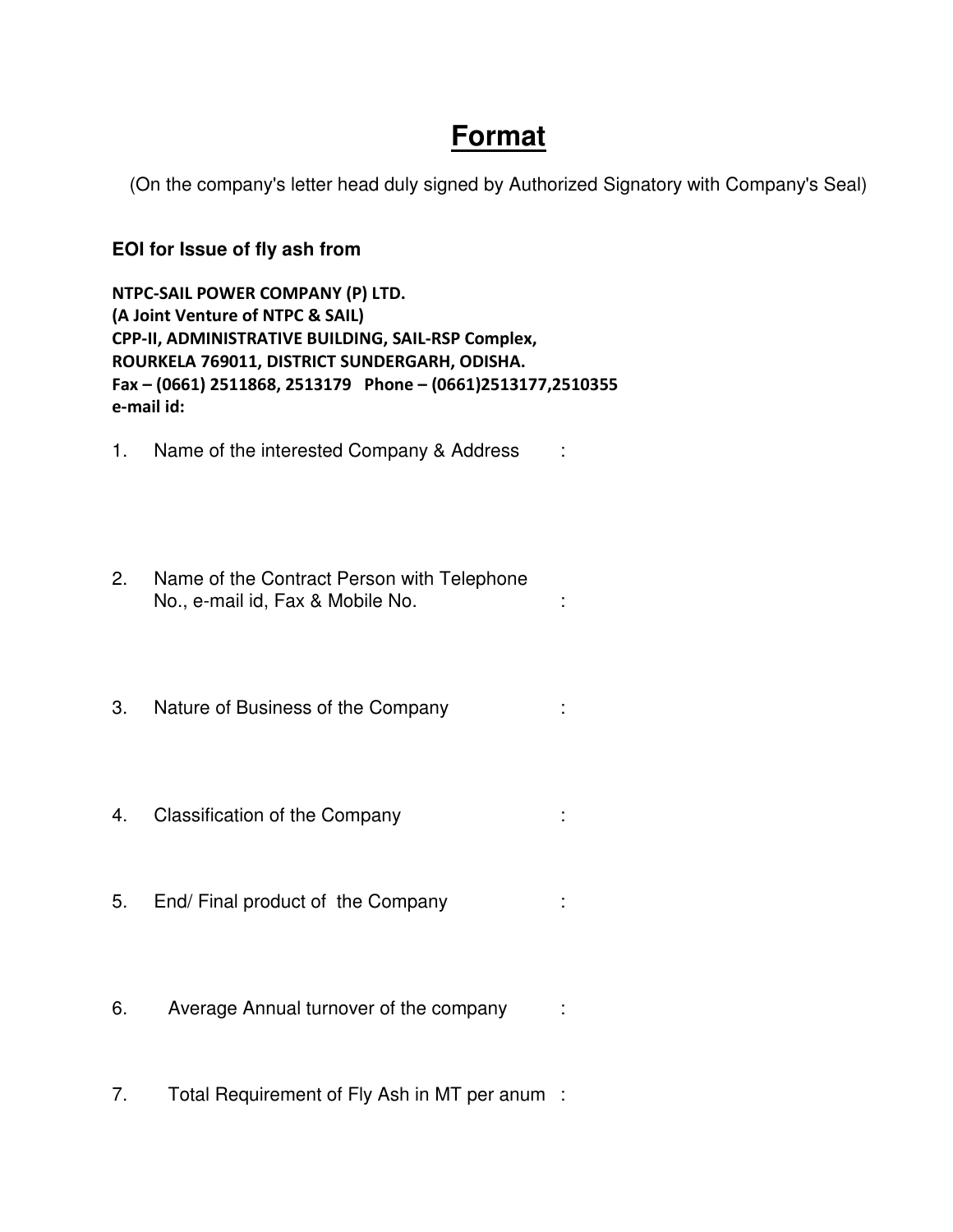# Format

(On the company's letter head duly signed by Authorized Signatory with Company's Seal)

**EOI for Issue of fly ash from**

**NTPC-SAIL POWER COMPANY (P) LTD.**
**(A Joint Venture of NTPC & SAIL)**
**CPP-II, ADMINISTRATIVE BUILDING, SAIL-RSP Complex,**
**ROURKELA 769011, DISTRICT SUNDERGARH, ODISHA.**
**Fax – (0661) 2511868, 2513179 Phone – (0661)2513177,2510355**
**e-mail id:**

1. Name of the interested Company & Address :

2. Name of the Contract Person with Telephone No., e-mail id, Fax & Mobile No. :

3. Nature of Business of the Company :

4. Classification of the Company :

5. End/ Final product of the Company :

6. Average Annual turnover of the company :

7. Total Requirement of Fly Ash in MT per anum :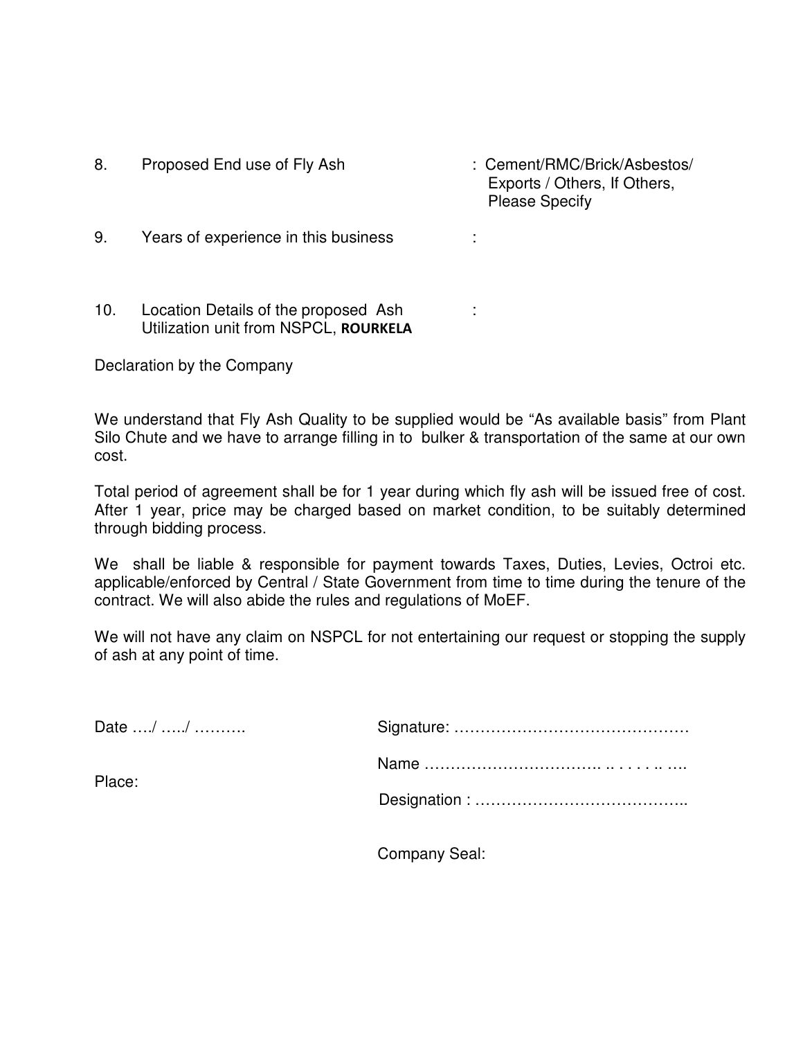8. Proposed End use of Fly Ash : Cement/RMC/Brick/Asbestos/ Exports / Others, If Others, Please Specify

9. Years of experience in this business :

10. Location Details of the proposed Ash Utilization unit from NSPCL, **ROURKELA** :

Declaration by the Company

We understand that Fly Ash Quality to be supplied would be "As available basis" from Plant Silo Chute and we have to arrange filling in to bulker & transportation of the same at our own cost.

Total period of agreement shall be for 1 year during which fly ash will be issued free of cost. After 1 year, price may be charged based on market condition, to be suitably determined through bidding process.

We shall be liable & responsible for payment towards Taxes, Duties, Levies, Octroi etc. applicable/enforced by Central / State Government from time to time during the tenure of the contract. We will also abide the rules and regulations of MoEF.

We will not have any claim on NSPCL for not entertaining our request or stopping the supply of ash at any point of time.

Date …./ …../ ……….

Place:

Signature: ………………………………………

Name ……………………………. .. . . . . .. ….

Designation : …………………………………..

Company Seal: